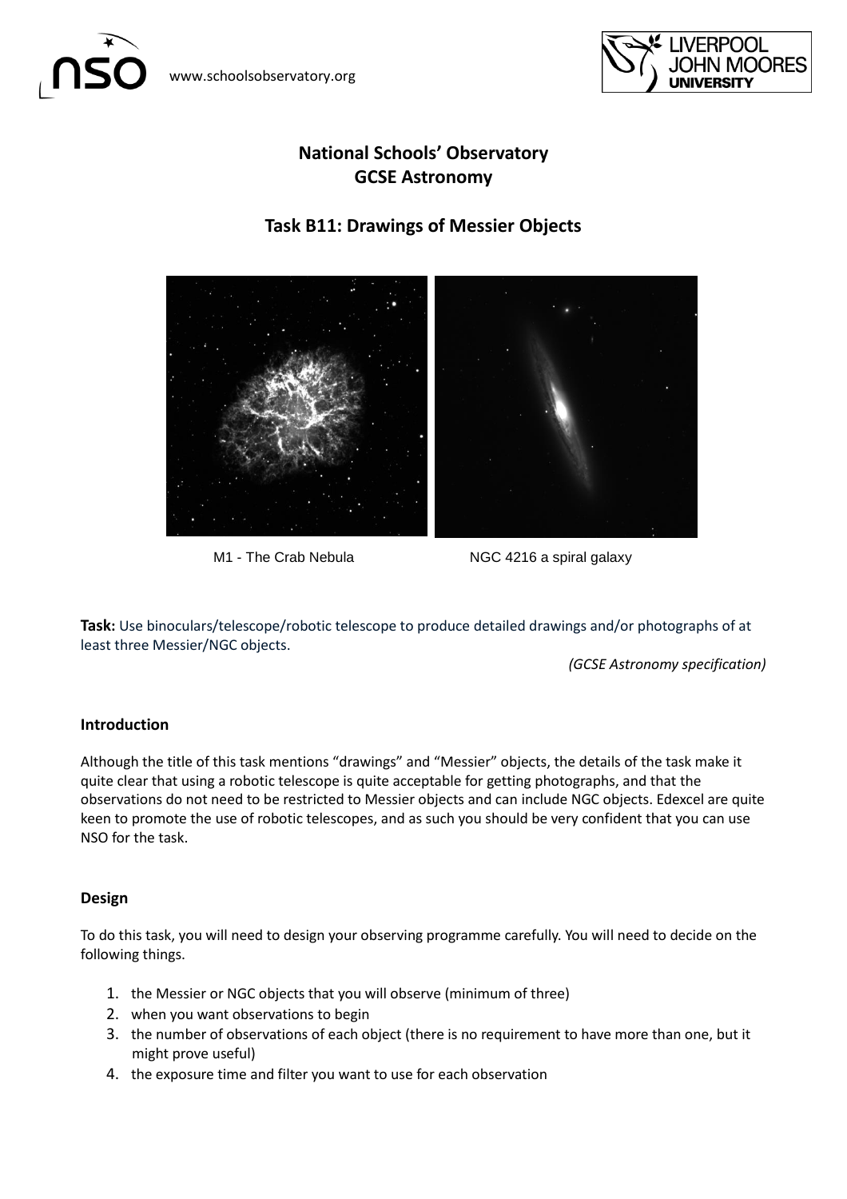# National Schools' Observatory
# GCSE Astronomy

## Task B11: Drawings of Messier Objects

M1 - The Crab Nebula

NGC 4216 a spiral galaxy

**Task:** Use binoculars/telescope/robotic telescope to produce detailed drawings and/or photographs of at least three Messier/NGC objects.

*(GCSE Astronomy specification)*

### Introduction

Although the title of this task mentions "drawings" and "Messier" objects, the details of the task make it quite clear that using a robotic telescope is quite acceptable for getting photographs, and that the observations do not need to be restricted to Messier objects and can include NGC objects. Edexcel are quite keen to promote the use of robotic telescopes, and as such you should be very confident that you can use NSO for the task.

### Design

To do this task, you will need to design your observing programme carefully. You will need to decide on the following things.

1. the Messier or NGC objects that you will observe (minimum of three)
2. when you want observations to begin
3. the number of observations of each object (there is no requirement to have more than one, but it might prove useful)
4. the exposure time and filter you want to use for each observation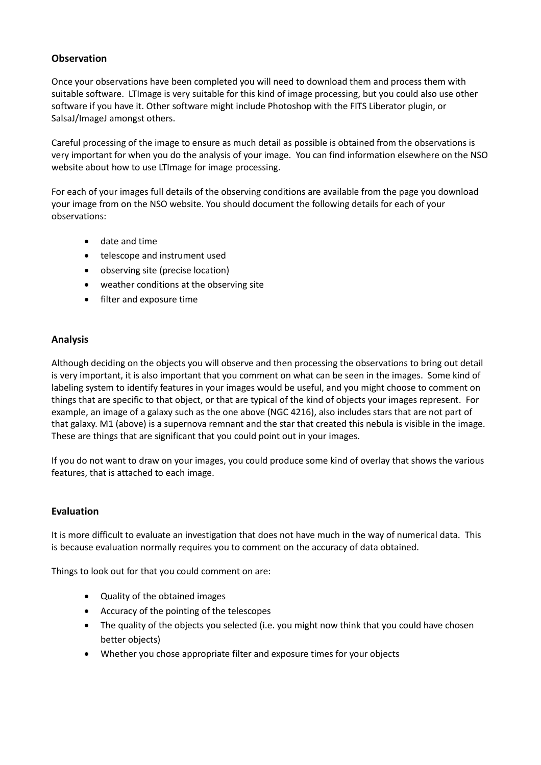## Observation

Once your observations have been completed you will need to download them and process them with suitable software. LTImage is very suitable for this kind of image processing, but you could also use other software if you have it. Other software might include Photoshop with the FITS Liberator plugin, or SalsaJ/ImageJ amongst others.

Careful processing of the image to ensure as much detail as possible is obtained from the observations is very important for when you do the analysis of your image. You can find information elsewhere on the NSO website about how to use LTImage for image processing.

For each of your images full details of the observing conditions are available from the page you download your image from on the NSO website. You should document the following details for each of your observations:

- date and time
- telescope and instrument used
- observing site (precise location)
- weather conditions at the observing site
- filter and exposure time

## Analysis

Although deciding on the objects you will observe and then processing the observations to bring out detail is very important, it is also important that you comment on what can be seen in the images. Some kind of labeling system to identify features in your images would be useful, and you might choose to comment on things that are specific to that object, or that are typical of the kind of objects your images represent. For example, an image of a galaxy such as the one above (NGC 4216), also includes stars that are not part of that galaxy. M1 (above) is a supernova remnant and the star that created this nebula is visible in the image. These are things that are significant that you could point out in your images.

If you do not want to draw on your images, you could produce some kind of overlay that shows the various features, that is attached to each image.

## Evaluation

It is more difficult to evaluate an investigation that does not have much in the way of numerical data. This is because evaluation normally requires you to comment on the accuracy of data obtained.

Things to look out for that you could comment on are:

- Quality of the obtained images
- Accuracy of the pointing of the telescopes
- The quality of the objects you selected (i.e. you might now think that you could have chosen better objects)
- Whether you chose appropriate filter and exposure times for your objects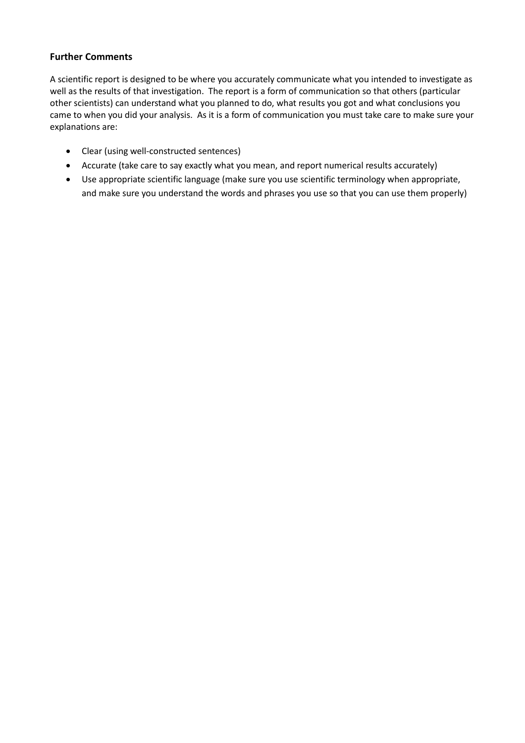### Further Comments

A scientific report is designed to be where you accurately communicate what you intended to investigate as well as the results of that investigation. The report is a form of communication so that others (particular other scientists) can understand what you planned to do, what results you got and what conclusions you came to when you did your analysis. As it is a form of communication you must take care to make sure your explanations are:

- Clear (using well-constructed sentences)
- Accurate (take care to say exactly what you mean, and report numerical results accurately)
- Use appropriate scientific language (make sure you use scientific terminology when appropriate, and make sure you understand the words and phrases you use so that you can use them properly)